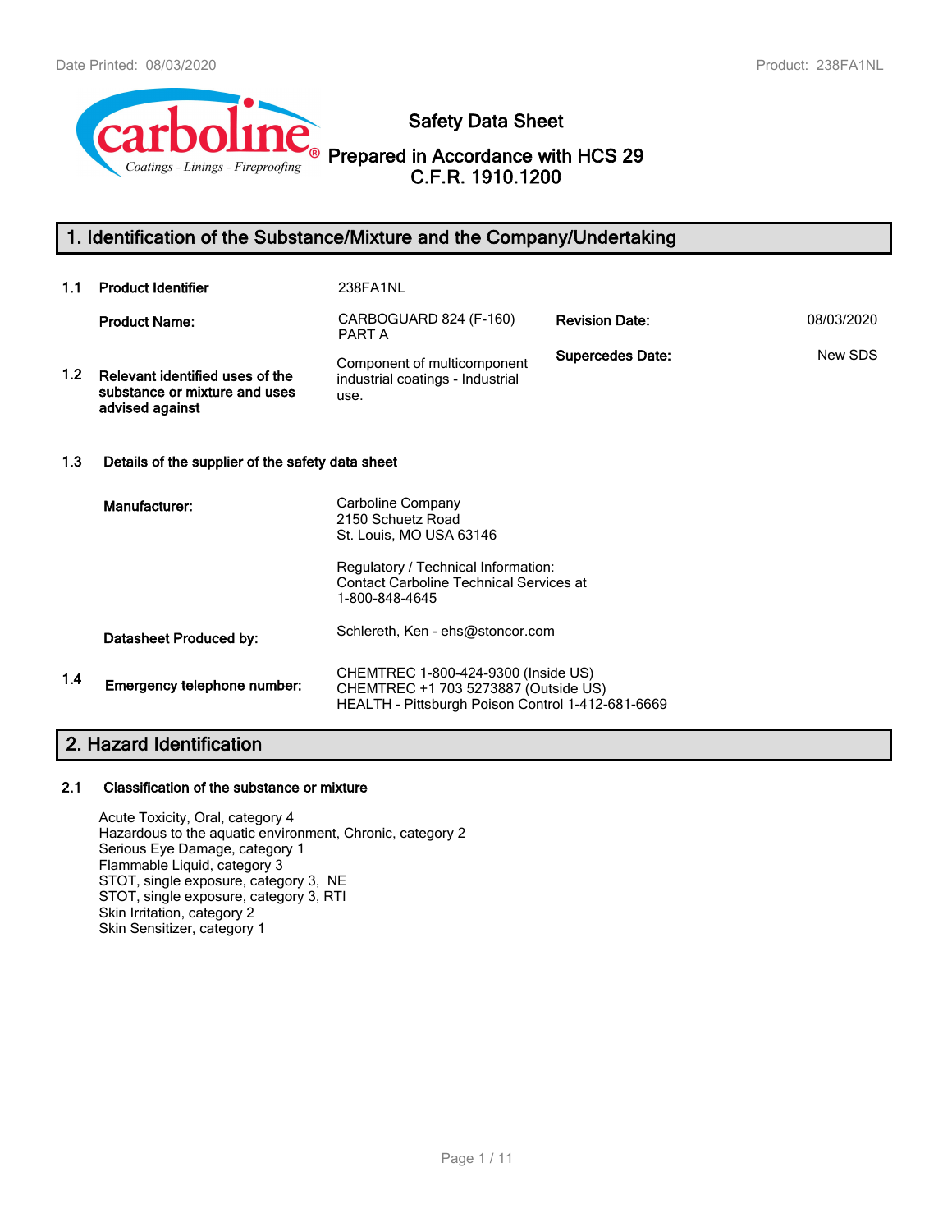# Safety Data Sheet

## Prepared in Accordance with HCS 29 C.F.R. 1910.1200

## 1. Identification of the Substance/Mixture and the Company/Undertaking

| | | | | |
|---|---|---|---|---|
| 1.1 | **Product Identifier** | 238FA1NL | | |
| | **Product Name:** | CARBOGUARD 824 (F-160) PART A | **Revision Date:** | 08/03/2020 |
| 1.2 | **Relevant identified uses of the substance or mixture and uses advised against** | Component of multicomponent industrial coatings - Industrial use. | **Supercedes Date:** | New SDS |

**1.3 Details of the supplier of the safety data sheet**

**Manufacturer:**
Carboline Company
2150 Schuetz Road
St. Louis, MO USA 63146

Regulatory / Technical Information:
Contact Carboline Technical Services at
1-800-848-4645

**Datasheet Produced by:** Schlereth, Ken - ehs@stoncor.com

**1.4 Emergency telephone number:**
CHEMTREC 1-800-424-9300 (Inside US)
CHEMTREC +1 703 5273887 (Outside US)
HEALTH - Pittsburgh Poison Control 1-412-681-6669

## 2. Hazard Identification

**2.1 Classification of the substance or mixture**

Acute Toxicity, Oral, category 4
Hazardous to the aquatic environment, Chronic, category 2
Serious Eye Damage, category 1
Flammable Liquid, category 3
STOT, single exposure, category 3, NE
STOT, single exposure, category 3, RTI
Skin Irritation, category 2
Skin Sensitizer, category 1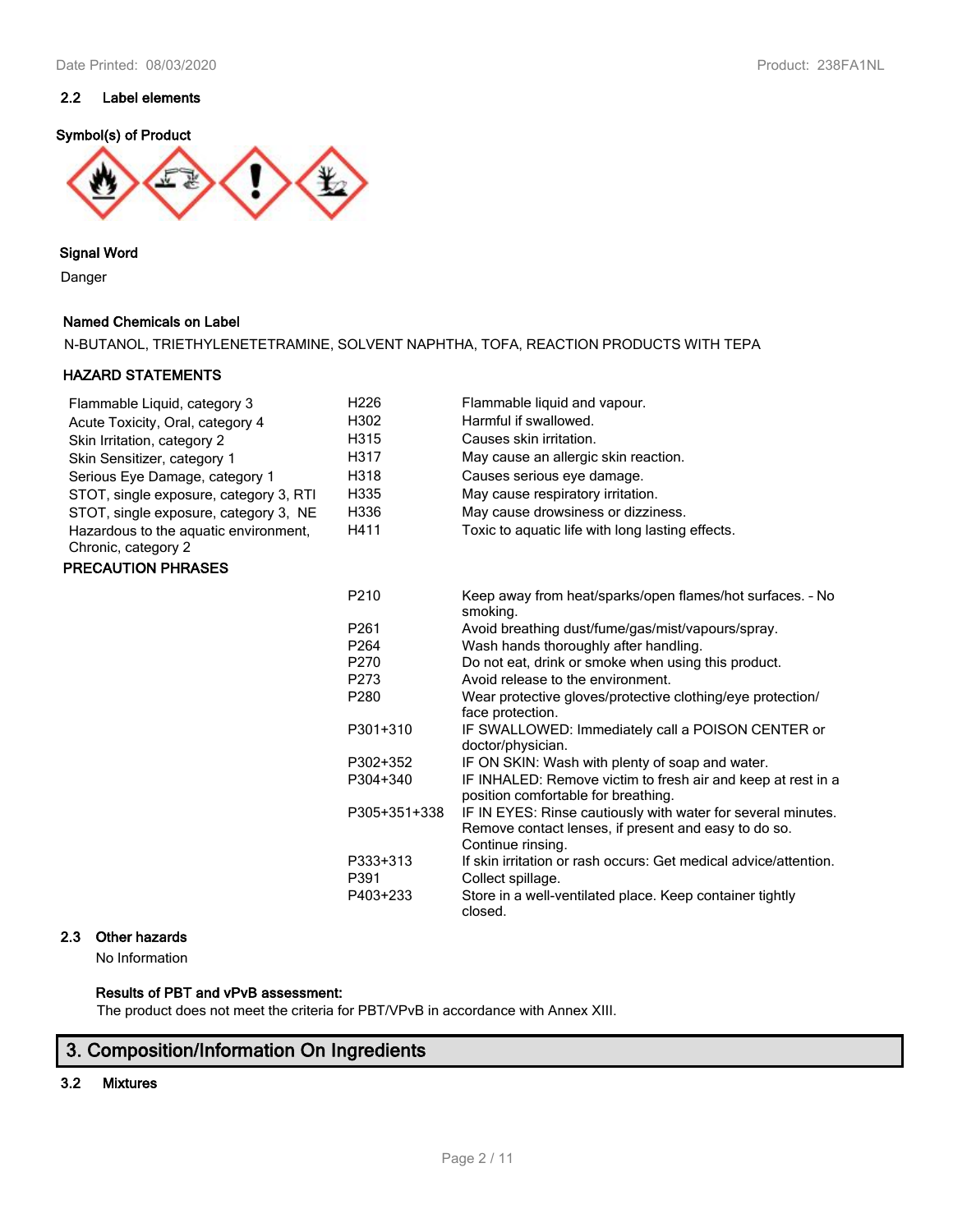### 2.2 Label elements

**Symbol(s) of Product**

**Signal Word**

Danger

**Named Chemicals on Label**

N-BUTANOL, TRIETHYLENETETRAMINE, SOLVENT NAPHTHA, TOFA, REACTION PRODUCTS WITH TEPA

**HAZARD STATEMENTS**

| | | |
|---|---|---|
| Flammable Liquid, category 3 | H226 | Flammable liquid and vapour. |
| Acute Toxicity, Oral, category 4 | H302 | Harmful if swallowed. |
| Skin Irritation, category 2 | H315 | Causes skin irritation. |
| Skin Sensitizer, category 1 | H317 | May cause an allergic skin reaction. |
| Serious Eye Damage, category 1 | H318 | Causes serious eye damage. |
| STOT, single exposure, category 3, RTI | H335 | May cause respiratory irritation. |
| STOT, single exposure, category 3, NE | H336 | May cause drowsiness or dizziness. |
| Hazardous to the aquatic environment, Chronic, category 2 | H411 | Toxic to aquatic life with long lasting effects. |

**PRECAUTION PHRASES**

| | |
|---|---|
| P210 | Keep away from heat/sparks/open flames/hot surfaces. - No smoking. |
| P261 | Avoid breathing dust/fume/gas/mist/vapours/spray. |
| P264 | Wash hands thoroughly after handling. |
| P270 | Do not eat, drink or smoke when using this product. |
| P273 | Avoid release to the environment. |
| P280 | Wear protective gloves/protective clothing/eye protection/ face protection. |
| P301+310 | IF SWALLOWED: Immediately call a POISON CENTER or doctor/physician. |
| P302+352 | IF ON SKIN: Wash with plenty of soap and water. |
| P304+340 | IF INHALED: Remove victim to fresh air and keep at rest in a position comfortable for breathing. |
| P305+351+338 | IF IN EYES: Rinse cautiously with water for several minutes. Remove contact lenses, if present and easy to do so. Continue rinsing. |
| P333+313 | If skin irritation or rash occurs: Get medical advice/attention. |
| P391 | Collect spillage. |
| P403+233 | Store in a well-ventilated place. Keep container tightly closed. |

### 2.3 Other hazards

No Information

**Results of PBT and vPvB assessment:**

The product does not meet the criteria for PBT/VPvB in accordance with Annex XIII.

## 3. Composition/Information On Ingredients

### 3.2 Mixtures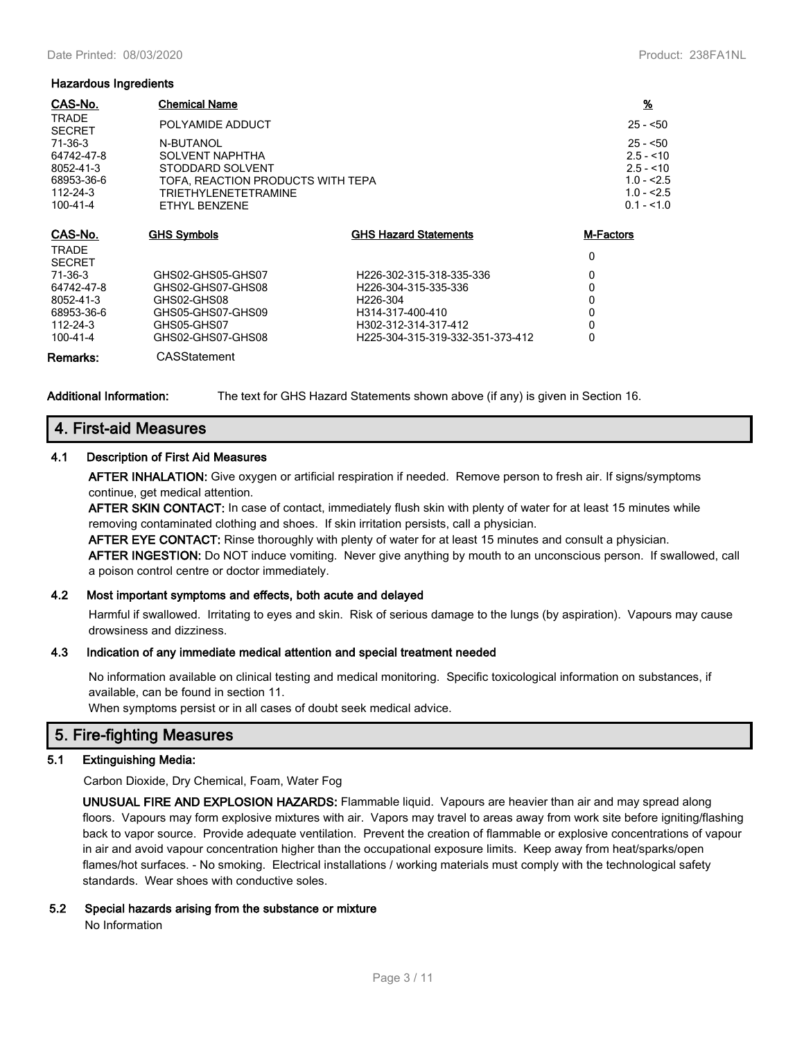**Hazardous Ingredients**

| CAS-No. | Chemical Name | % |
|---|---|---|
| TRADE SECRET | POLYAMIDE ADDUCT | 25 - <50 |
| 71-36-3 | N-BUTANOL | 25 - <50 |
| 64742-47-8 | SOLVENT NAPHTHA | 2.5 - <10 |
| 8052-41-3 | STODDARD SOLVENT | 2.5 - <10 |
| 68953-36-6 | TOFA, REACTION PRODUCTS WITH TEPA | 1.0 - <2.5 |
| 112-24-3 | TRIETHYLENETETRAMINE | 1.0 - <2.5 |
| 100-41-4 | ETHYL BENZENE | 0.1 - <1.0 |

| CAS-No. | GHS Symbols | GHS Hazard Statements | M-Factors |
|---|---|---|---|
| TRADE SECRET | | | 0 |
| 71-36-3 | GHS02-GHS05-GHS07 | H226-302-315-318-335-336 | 0 |
| 64742-47-8 | GHS02-GHS07-GHS08 | H226-304-315-335-336 | 0 |
| 8052-41-3 | GHS02-GHS08 | H226-304 | 0 |
| 68953-36-6 | GHS05-GHS07-GHS09 | H314-317-400-410 | 0 |
| 112-24-3 | GHS05-GHS07 | H302-312-314-317-412 | 0 |
| 100-41-4 | GHS02-GHS07-GHS08 | H225-304-315-319-332-351-373-412 | 0 |

**Remarks:** CASStatement

**Additional Information:** The text for GHS Hazard Statements shown above (if any) is given in Section 16.

## 4. First-aid Measures

### 4.1 Description of First Aid Measures

**AFTER INHALATION:** Give oxygen or artificial respiration if needed. Remove person to fresh air. If signs/symptoms continue, get medical attention.

**AFTER SKIN CONTACT:** In case of contact, immediately flush skin with plenty of water for at least 15 minutes while removing contaminated clothing and shoes. If skin irritation persists, call a physician.

**AFTER EYE CONTACT:** Rinse thoroughly with plenty of water for at least 15 minutes and consult a physician.

**AFTER INGESTION:** Do NOT induce vomiting. Never give anything by mouth to an unconscious person. If swallowed, call a poison control centre or doctor immediately.

### 4.2 Most important symptoms and effects, both acute and delayed

Harmful if swallowed. Irritating to eyes and skin. Risk of serious damage to the lungs (by aspiration). Vapours may cause drowsiness and dizziness.

### 4.3 Indication of any immediate medical attention and special treatment needed

No information available on clinical testing and medical monitoring. Specific toxicological information on substances, if available, can be found in section 11.

When symptoms persist or in all cases of doubt seek medical advice.

## 5. Fire-fighting Measures

### 5.1 Extinguishing Media:

Carbon Dioxide, Dry Chemical, Foam, Water Fog

**UNUSUAL FIRE AND EXPLOSION HAZARDS:** Flammable liquid. Vapours are heavier than air and may spread along floors. Vapours may form explosive mixtures with air. Vapors may travel to areas away from work site before igniting/flashing back to vapor source. Provide adequate ventilation. Prevent the creation of flammable or explosive concentrations of vapour in air and avoid vapour concentration higher than the occupational exposure limits. Keep away from heat/sparks/open flames/hot surfaces. - No smoking. Electrical installations / working materials must comply with the technological safety standards. Wear shoes with conductive soles.

### 5.2 Special hazards arising from the substance or mixture

No Information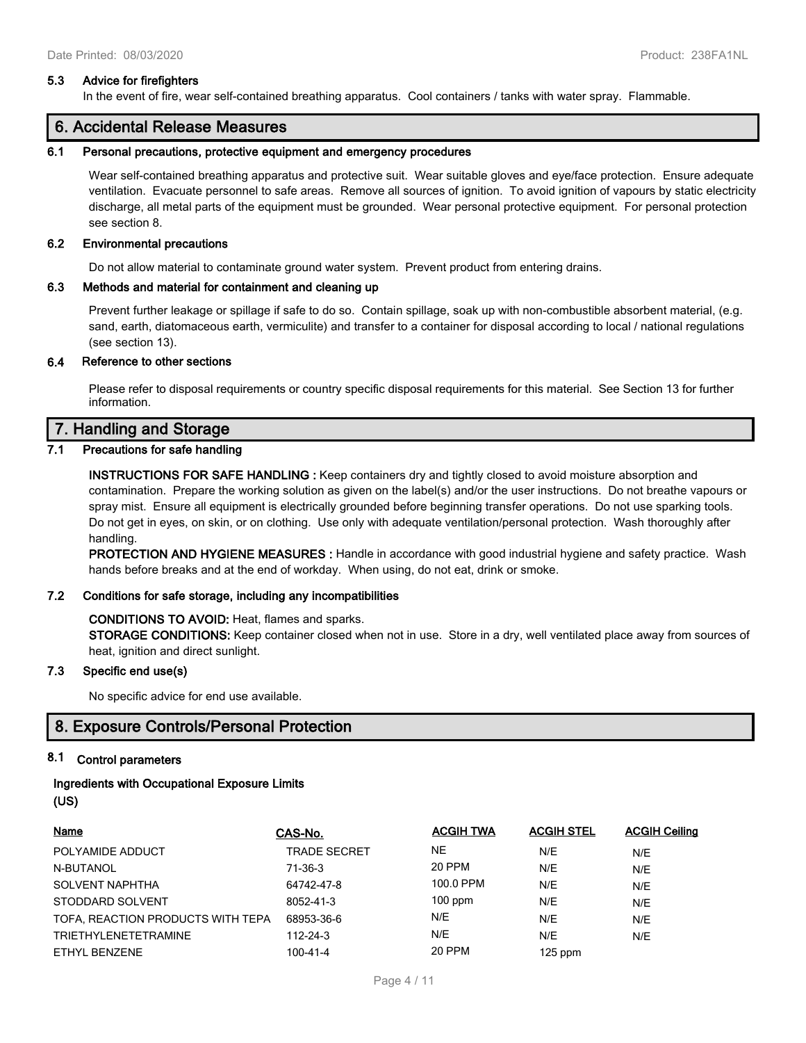### 5.3 Advice for firefighters

In the event of fire, wear self-contained breathing apparatus. Cool containers / tanks with water spray. Flammable.

## 6. Accidental Release Measures

### 6.1 Personal precautions, protective equipment and emergency procedures

Wear self-contained breathing apparatus and protective suit. Wear suitable gloves and eye/face protection. Ensure adequate ventilation. Evacuate personnel to safe areas. Remove all sources of ignition. To avoid ignition of vapours by static electricity discharge, all metal parts of the equipment must be grounded. Wear personal protective equipment. For personal protection see section 8.

### 6.2 Environmental precautions

Do not allow material to contaminate ground water system. Prevent product from entering drains.

### 6.3 Methods and material for containment and cleaning up

Prevent further leakage or spillage if safe to do so. Contain spillage, soak up with non-combustible absorbent material, (e.g. sand, earth, diatomaceous earth, vermiculite) and transfer to a container for disposal according to local / national regulations (see section 13).

### 6.4 Reference to other sections

Please refer to disposal requirements or country specific disposal requirements for this material. See Section 13 for further information.

## 7. Handling and Storage

### 7.1 Precautions for safe handling

**INSTRUCTIONS FOR SAFE HANDLING :** Keep containers dry and tightly closed to avoid moisture absorption and contamination. Prepare the working solution as given on the label(s) and/or the user instructions. Do not breathe vapours or spray mist. Ensure all equipment is electrically grounded before beginning transfer operations. Do not use sparking tools. Do not get in eyes, on skin, or on clothing. Use only with adequate ventilation/personal protection. Wash thoroughly after handling.

**PROTECTION AND HYGIENE MEASURES :** Handle in accordance with good industrial hygiene and safety practice. Wash hands before breaks and at the end of workday. When using, do not eat, drink or smoke.

### 7.2 Conditions for safe storage, including any incompatibilities

**CONDITIONS TO AVOID:** Heat, flames and sparks.

**STORAGE CONDITIONS:** Keep container closed when not in use. Store in a dry, well ventilated place away from sources of heat, ignition and direct sunlight.

### 7.3 Specific end use(s)

No specific advice for end use available.

## 8. Exposure Controls/Personal Protection

### 8.1 Control parameters

**Ingredients with Occupational Exposure Limits (US)**

| Name | CAS-No. | ACGIH TWA | ACGIH STEL | ACGIH Ceiling |
|---|---|---|---|---|
| POLYAMIDE ADDUCT | TRADE SECRET | NE | N/E | N/E |
| N-BUTANOL | 71-36-3 | 20 PPM | N/E | N/E |
| SOLVENT NAPHTHA | 64742-47-8 | 100.0 PPM | N/E | N/E |
| STODDARD SOLVENT | 8052-41-3 | 100 ppm | N/E | N/E |
| TOFA, REACTION PRODUCTS WITH TEPA | 68953-36-6 | N/E | N/E | N/E |
| TRIETHYLENETETRAMINE | 112-24-3 | N/E | N/E | N/E |
| ETHYL BENZENE | 100-41-4 | 20 PPM | 125 ppm | |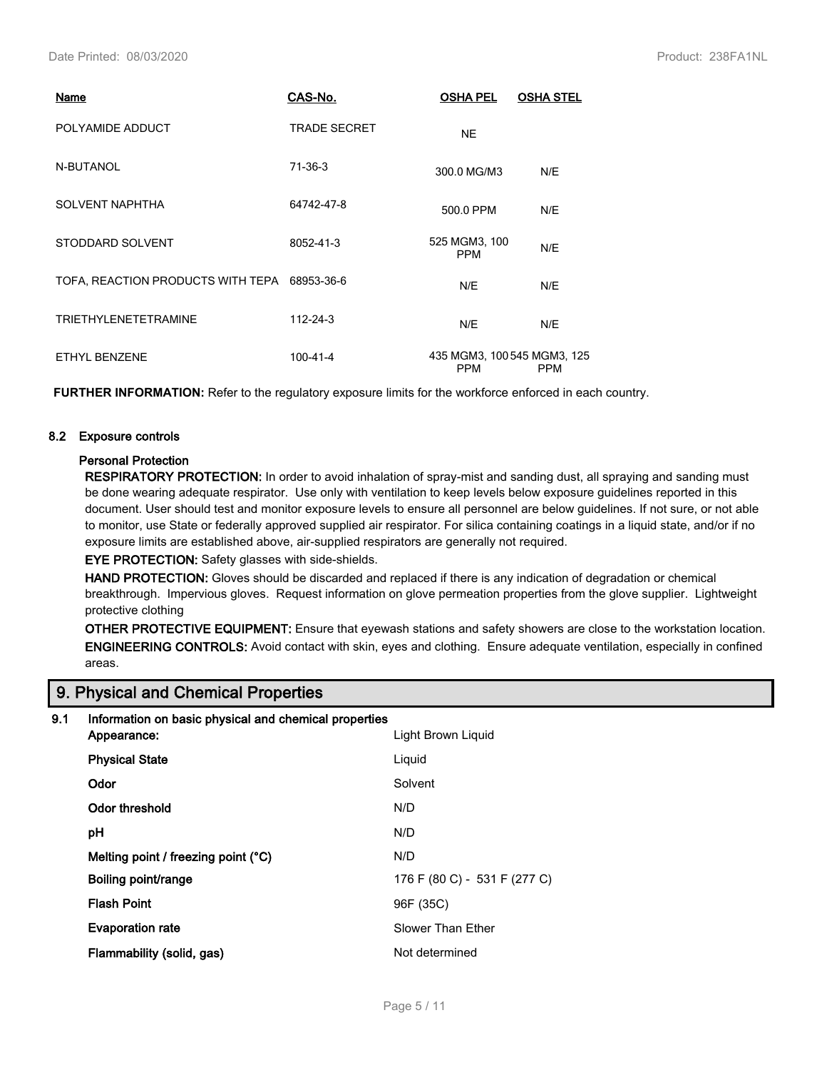| Name | CAS-No. | OSHA PEL | OSHA STEL |
| --- | --- | --- | --- |
| POLYAMIDE ADDUCT | TRADE SECRET | NE | |
| N-BUTANOL | 71-36-3 | 300.0 MG/M3 | N/E |
| SOLVENT NAPHTHA | 64742-47-8 | 500.0 PPM | N/E |
| STODDARD SOLVENT | 8052-41-3 | 525 MGM3, 100 PPM | N/E |
| TOFA, REACTION PRODUCTS WITH TEPA | 68953-36-6 | N/E | N/E |
| TRIETHYLENETETRAMINE | 112-24-3 | N/E | N/E |
| ETHYL BENZENE | 100-41-4 | 435 MGM3, 100 PPM | 545 MGM3, 125 PPM |

**FURTHER INFORMATION:** Refer to the regulatory exposure limits for the workforce enforced in each country.

### 8.2 Exposure controls

**Personal Protection**

**RESPIRATORY PROTECTION:** In order to avoid inhalation of spray-mist and sanding dust, all spraying and sanding must be done wearing adequate respirator. Use only with ventilation to keep levels below exposure guidelines reported in this document. User should test and monitor exposure levels to ensure all personnel are below guidelines. If not sure, or not able to monitor, use State or federally approved supplied air respirator. For silica containing coatings in a liquid state, and/or if no exposure limits are established above, air-supplied respirators are generally not required.

**EYE PROTECTION:** Safety glasses with side-shields.

**HAND PROTECTION:** Gloves should be discarded and replaced if there is any indication of degradation or chemical breakthrough. Impervious gloves. Request information on glove permeation properties from the glove supplier. Lightweight protective clothing

**OTHER PROTECTIVE EQUIPMENT:** Ensure that eyewash stations and safety showers are close to the workstation location.

**ENGINEERING CONTROLS:** Avoid contact with skin, eyes and clothing. Ensure adequate ventilation, especially in confined areas.

## 9. Physical and Chemical Properties

### 9.1 Information on basic physical and chemical properties

| | |
| --- | --- |
| **Appearance:** | Light Brown Liquid |
| **Physical State** | Liquid |
| **Odor** | Solvent |
| **Odor threshold** | N/D |
| **pH** | N/D |
| **Melting point / freezing point (°C)** | N/D |
| **Boiling point/range** | 176 F (80 C) - 531 F (277 C) |
| **Flash Point** | 96F (35C) |
| **Evaporation rate** | Slower Than Ether |
| **Flammability (solid, gas)** | Not determined |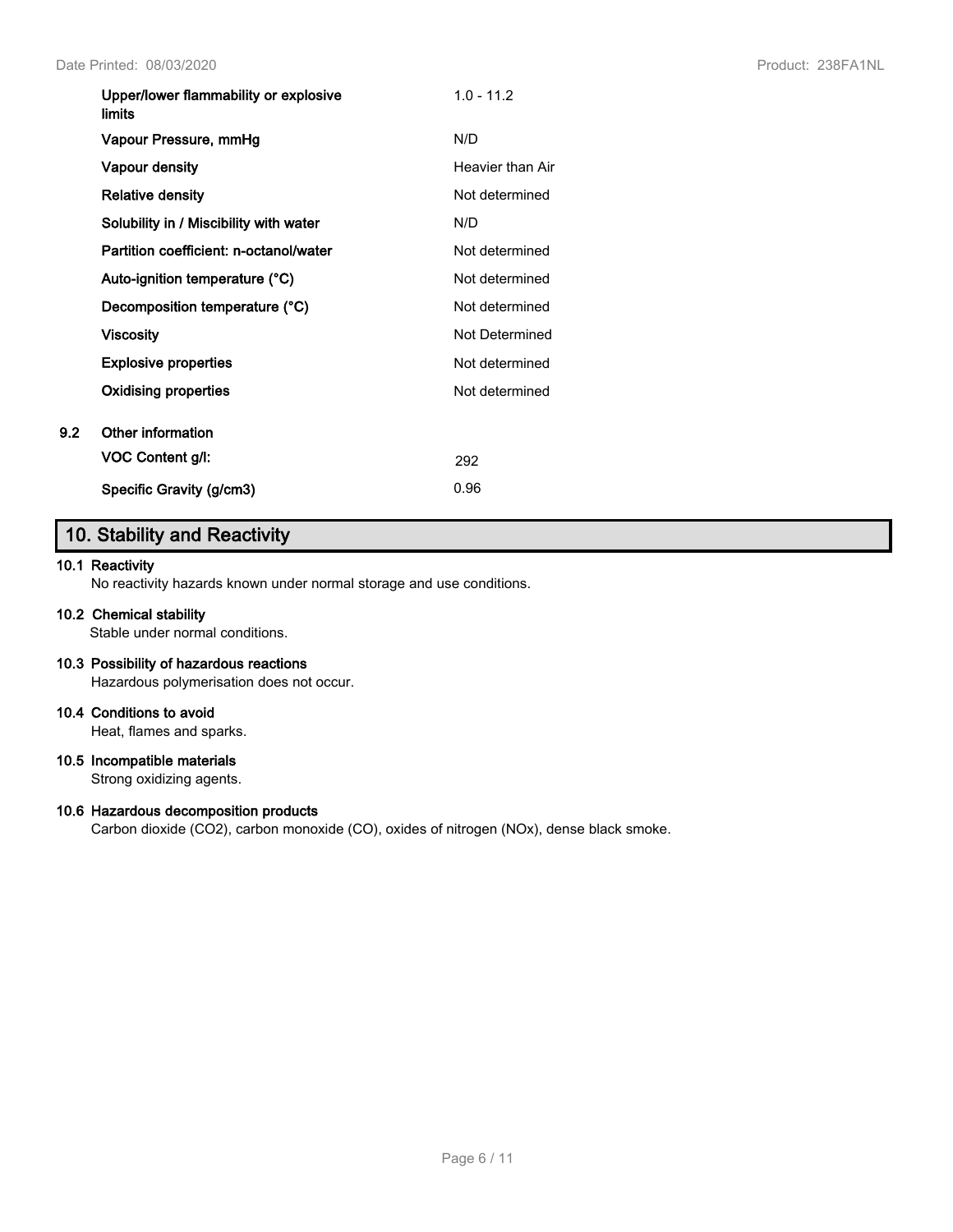| | |
|---|---|
| **Upper/lower flammability or explosive limits** | 1.0 - 11.2 |
| **Vapour Pressure, mmHg** | N/D |
| **Vapour density** | Heavier than Air |
| **Relative density** | Not determined |
| **Solubility in / Miscibility with water** | N/D |
| **Partition coefficient: n-octanol/water** | Not determined |
| **Auto-ignition temperature (°C)** | Not determined |
| **Decomposition temperature (°C)** | Not determined |
| **Viscosity** | Not Determined |
| **Explosive properties** | Not determined |
| **Oxidising properties** | Not determined |

**9.2 Other information**

| | |
|---|---|
| **VOC Content g/l:** | 292 |
| **Specific Gravity (g/cm3)** | 0.96 |

## 10. Stability and Reactivity

**10.1 Reactivity**

No reactivity hazards known under normal storage and use conditions.

**10.2 Chemical stability**

Stable under normal conditions.

**10.3 Possibility of hazardous reactions**

Hazardous polymerisation does not occur.

**10.4 Conditions to avoid**

Heat, flames and sparks.

**10.5 Incompatible materials**

Strong oxidizing agents.

**10.6 Hazardous decomposition products**

Carbon dioxide ($CO_2$), carbon monoxide (CO), oxides of nitrogen ($NO_x$), dense black smoke.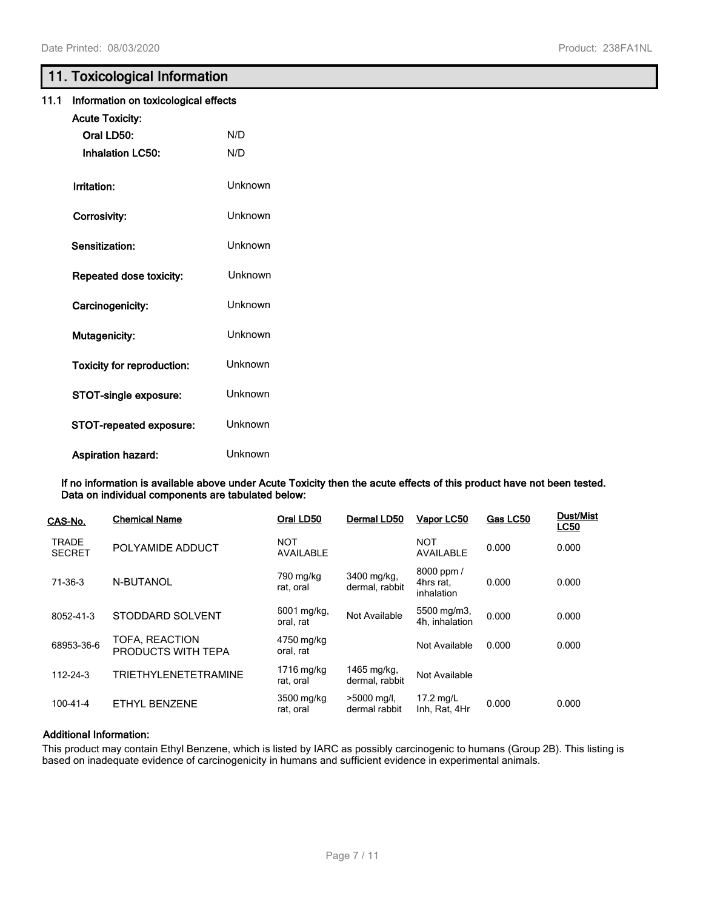## 11. Toxicological Information

### 11.1 Information on toxicological effects

**Acute Toxicity:**

| | |
|---|---|
| **Oral LD50:** | N/D |
| **Inhalation LC50:** | N/D |
| **Irritation:** | Unknown |
| **Corrosivity:** | Unknown |
| **Sensitization:** | Unknown |
| **Repeated dose toxicity:** | Unknown |
| **Carcinogenicity:** | Unknown |
| **Mutagenicity:** | Unknown |
| **Toxicity for reproduction:** | Unknown |
| **STOT-single exposure:** | Unknown |
| **STOT-repeated exposure:** | Unknown |
| **Aspiration hazard:** | Unknown |

**If no information is available above under Acute Toxicity then the acute effects of this product have not been tested. Data on individual components are tabulated below:**

| CAS-No. | Chemical Name | Oral LD50 | Dermal LD50 | Vapor LC50 | Gas LC50 | Dust/Mist LC50 |
|---|---|---|---|---|---|---|
| TRADE SECRET | POLYAMIDE ADDUCT | NOT AVAILABLE | | NOT AVAILABLE | 0.000 | 0.000 |
| 71-36-3 | N-BUTANOL | 790 mg/kg rat, oral | 3400 mg/kg, dermal, rabbit | 8000 ppm / 4hrs rat, inhalation | 0.000 | 0.000 |
| 8052-41-3 | STODDARD SOLVENT | 6001 mg/kg, oral, rat | Not Available | 5500 mg/m3, 4h, inhalation | 0.000 | 0.000 |
| 68953-36-6 | TOFA, REACTION PRODUCTS WITH TEPA | 4750 mg/kg oral, rat | | Not Available | 0.000 | 0.000 |
| 112-24-3 | TRIETHYLENETETRAMINE | 1716 mg/kg rat, oral | 1465 mg/kg, dermal, rabbit | Not Available | | |
| 100-41-4 | ETHYL BENZENE | 3500 mg/kg rat, oral | >5000 mg/l, dermal rabbit | 17.2 mg/L Inh, Rat, 4Hr | 0.000 | 0.000 |

**Additional Information:**

This product may contain Ethyl Benzene, which is listed by IARC as possibly carcinogenic to humans (Group 2B). This listing is based on inadequate evidence of carcinogenicity in humans and sufficient evidence in experimental animals.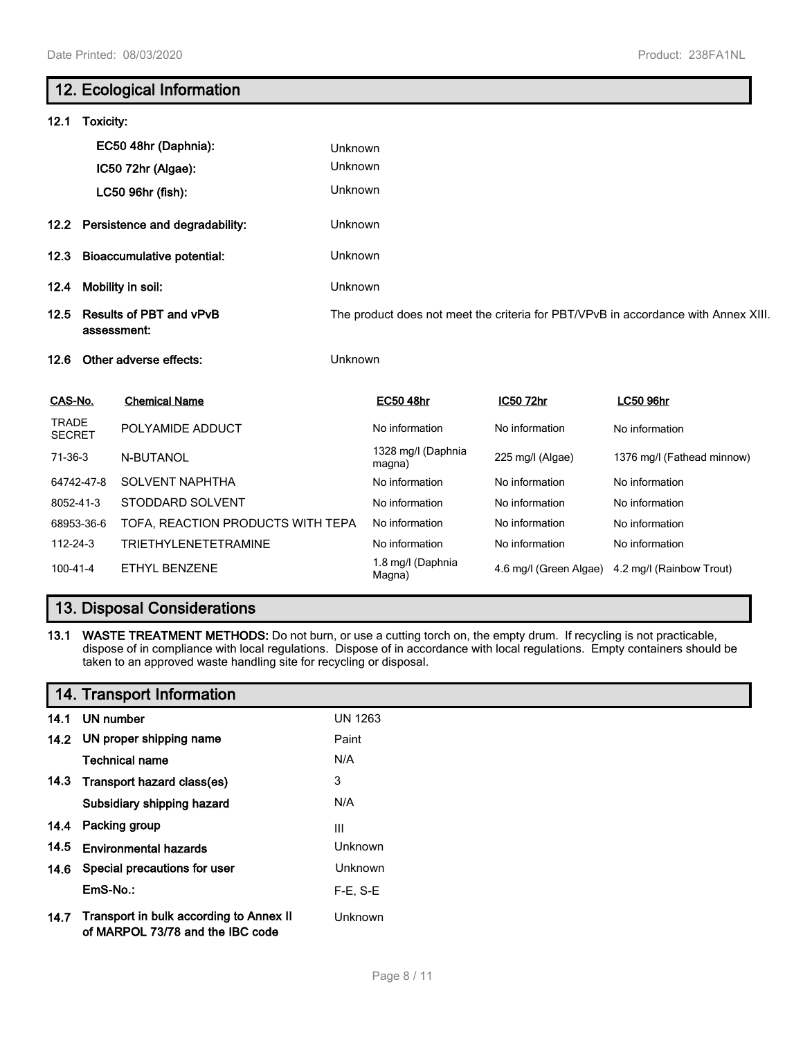## 12. Ecological Information

**12.1 Toxicity:**

| | |
|---|---|
| **EC50 48hr (Daphnia):** | Unknown |
| **IC50 72hr (Algae):** | Unknown |
| **LC50 96hr (fish):** | Unknown |

| | |
|---|---|
| **12.2 Persistence and degradability:** | Unknown |
| **12.3 Bioaccumulative potential:** | Unknown |
| **12.4 Mobility in soil:** | Unknown |
| **12.5 Results of PBT and vPvB assessment:** | The product does not meet the criteria for PBT/VPvB in accordance with Annex XIII. |
| **12.6 Other adverse effects:** | Unknown |

| CAS-No. | Chemical Name | EC50 48hr | IC50 72hr | LC50 96hr |
|---|---|---|---|---|
| TRADE SECRET | POLYAMIDE ADDUCT | No information | No information | No information |
| 71-36-3 | N-BUTANOL | 1328 mg/l (Daphnia magna) | 225 mg/l (Algae) | 1376 mg/l (Fathead minnow) |
| 64742-47-8 | SOLVENT NAPHTHA | No information | No information | No information |
| 8052-41-3 | STODDARD SOLVENT | No information | No information | No information |
| 68953-36-6 | TOFA, REACTION PRODUCTS WITH TEPA | No information | No information | No information |
| 112-24-3 | TRIETHYLENETETRAMINE | No information | No information | No information |
| 100-41-4 | ETHYL BENZENE | 1.8 mg/l (Daphnia Magna) | 4.6 mg/l (Green Algae) | 4.2 mg/l (Rainbow Trout) |

## 13. Disposal Considerations

**13.1 WASTE TREATMENT METHODS:** Do not burn, or use a cutting torch on, the empty drum. If recycling is not practicable, dispose of in compliance with local regulations. Dispose of in accordance with local regulations. Empty containers should be taken to an approved waste handling site for recycling or disposal.

## 14. Transport Information

| | |
|---|---|
| **14.1 UN number** | UN 1263 |
| **14.2 UN proper shipping name** | Paint |
| **Technical name** | N/A |
| **14.3 Transport hazard class(es)** | 3 |
| **Subsidiary shipping hazard** | N/A |
| **14.4 Packing group** | III |
| **14.5 Environmental hazards** | Unknown |
| **14.6 Special precautions for user** | Unknown |
| **EmS-No.:** | F-E, S-E |
| **14.7 Transport in bulk according to Annex II of MARPOL 73/78 and the IBC code** | Unknown |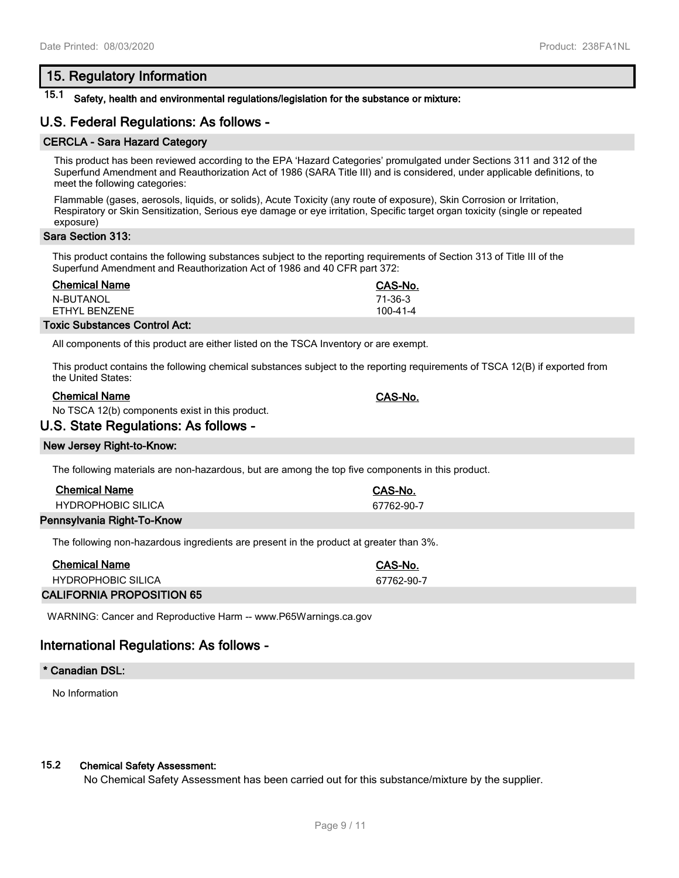## 15. Regulatory Information

**15.1 Safety, health and environmental regulations/legislation for the substance or mixture:**

## U.S. Federal Regulations: As follows -

### CERCLA - Sara Hazard Category

This product has been reviewed according to the EPA 'Hazard Categories' promulgated under Sections 311 and 312 of the Superfund Amendment and Reauthorization Act of 1986 (SARA Title III) and is considered, under applicable definitions, to meet the following categories:

Flammable (gases, aerosols, liquids, or solids), Acute Toxicity (any route of exposure), Skin Corrosion or Irritation, Respiratory or Skin Sensitization, Serious eye damage or eye irritation, Specific target organ toxicity (single or repeated exposure)

### Sara Section 313:

This product contains the following substances subject to the reporting requirements of Section 313 of Title III of the Superfund Amendment and Reauthorization Act of 1986 and 40 CFR part 372:

| Chemical Name | CAS-No. |
|---|---|
| N-BUTANOL | 71-36-3 |
| ETHYL BENZENE | 100-41-4 |

### Toxic Substances Control Act:

All components of this product are either listed on the TSCA Inventory or are exempt.

This product contains the following chemical substances subject to the reporting requirements of TSCA 12(B) if exported from the United States:

| Chemical Name | CAS-No. |
|---|---|
| No TSCA 12(b) components exist in this product. | |

## U.S. State Regulations: As follows -

### New Jersey Right-to-Know:

The following materials are non-hazardous, but are among the top five components in this product.

| Chemical Name | CAS-No. |
|---|---|
| HYDROPHOBIC SILICA | 67762-90-7 |

### Pennsylvania Right-To-Know

The following non-hazardous ingredients are present in the product at greater than 3%.

| Chemical Name | CAS-No. |
|---|---|
| HYDROPHOBIC SILICA | 67762-90-7 |

### CALIFORNIA PROPOSITION 65

WARNING: Cancer and Reproductive Harm -- www.P65Warnings.ca.gov

## International Regulations: As follows -

### * Canadian DSL:

No Information

**15.2 Chemical Safety Assessment:**

No Chemical Safety Assessment has been carried out for this substance/mixture by the supplier.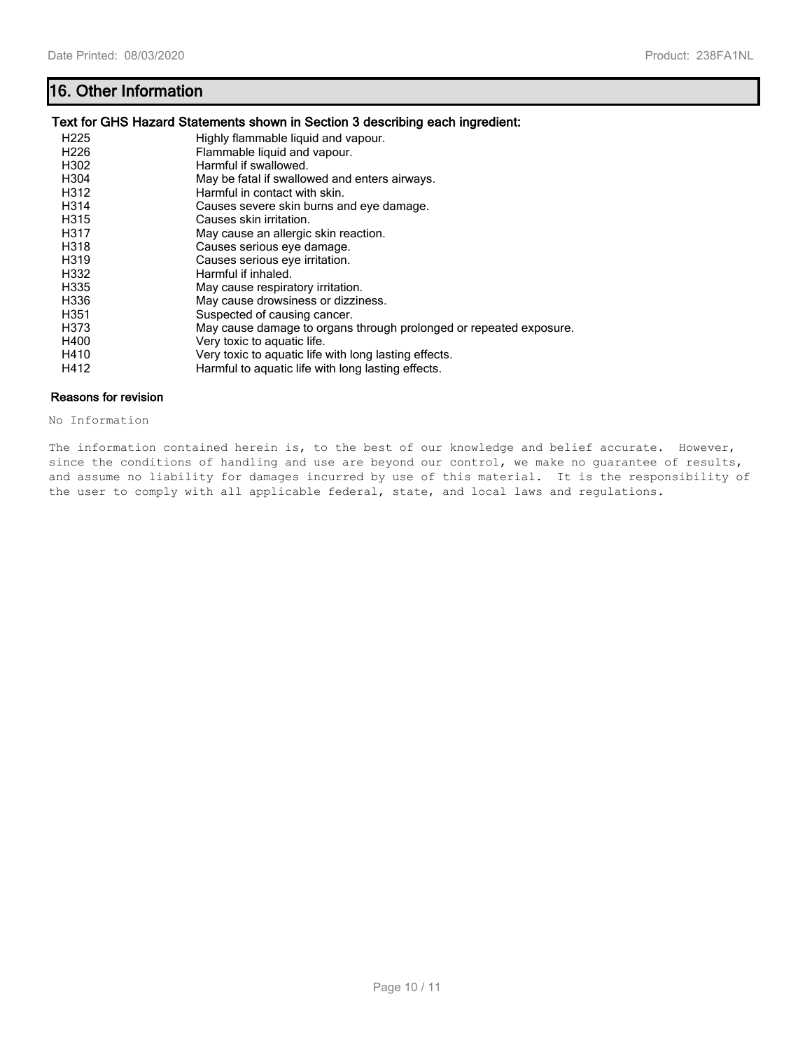## 16. Other Information

### Text for GHS Hazard Statements shown in Section 3 describing each ingredient:

| | |
|---|---|
| H225 | Highly flammable liquid and vapour. |
| H226 | Flammable liquid and vapour. |
| H302 | Harmful if swallowed. |
| H304 | May be fatal if swallowed and enters airways. |
| H312 | Harmful in contact with skin. |
| H314 | Causes severe skin burns and eye damage. |
| H315 | Causes skin irritation. |
| H317 | May cause an allergic skin reaction. |
| H318 | Causes serious eye damage. |
| H319 | Causes serious eye irritation. |
| H332 | Harmful if inhaled. |
| H335 | May cause respiratory irritation. |
| H336 | May cause drowsiness or dizziness. |
| H351 | Suspected of causing cancer. |
| H373 | May cause damage to organs through prolonged or repeated exposure. |
| H400 | Very toxic to aquatic life. |
| H410 | Very toxic to aquatic life with long lasting effects. |
| H412 | Harmful to aquatic life with long lasting effects. |

### Reasons for revision

No Information

The information contained herein is, to the best of our knowledge and belief accurate. However, since the conditions of handling and use are beyond our control, we make no guarantee of results, and assume no liability for damages incurred by use of this material. It is the responsibility of the user to comply with all applicable federal, state, and local laws and regulations.